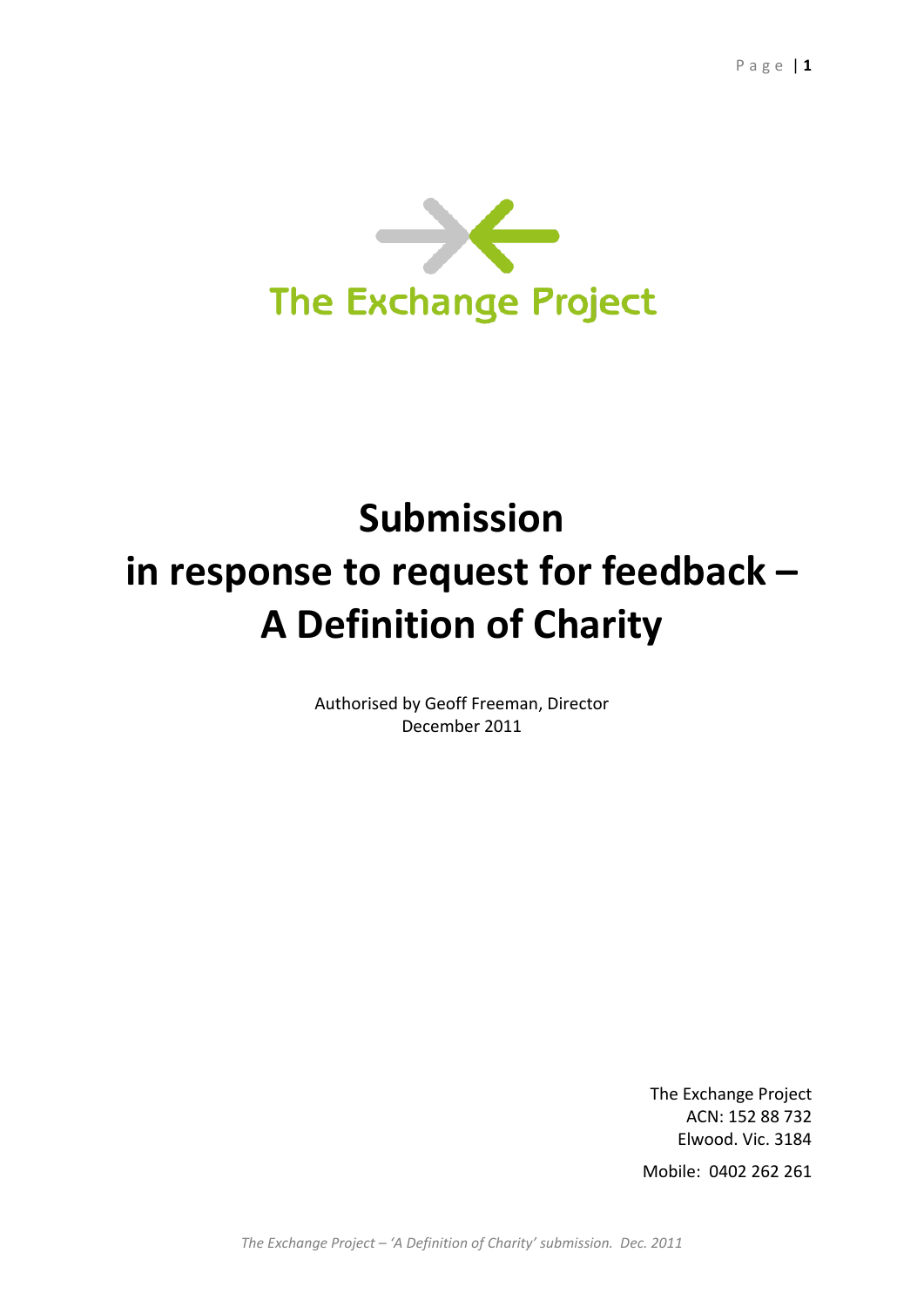The Exchange Project

# Submission in response to request for feedback – A Definition of Charity

Authorised by Geoff Freeman, Director
December 2011

The Exchange Project
ACN: 152 88 732
Elwood. Vic. 3184

Mobile: 0402 262 261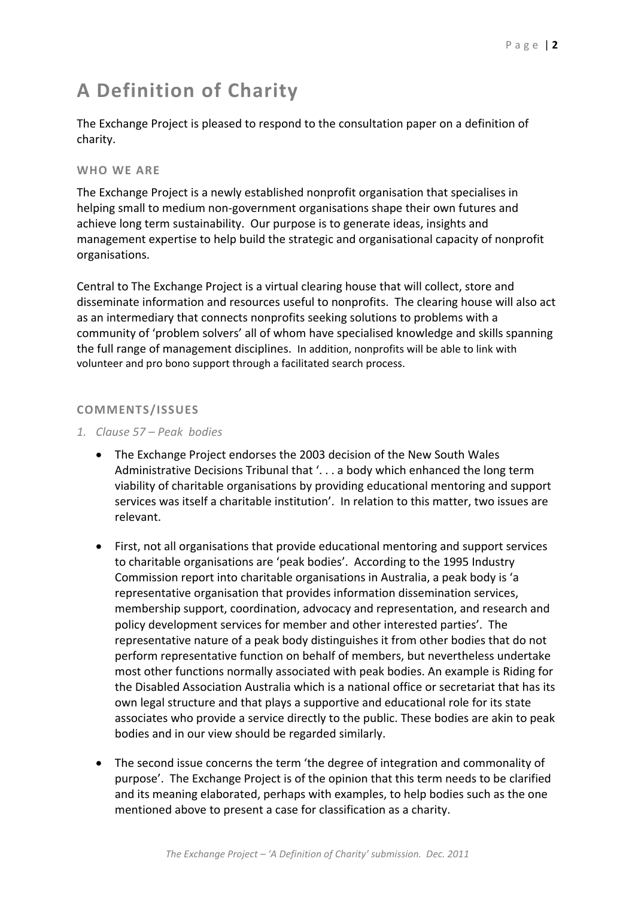# A Definition of Charity

The Exchange Project is pleased to respond to the consultation paper on a definition of charity.

### WHO WE ARE

The Exchange Project is a newly established nonprofit organisation that specialises in helping small to medium non-government organisations shape their own futures and achieve long term sustainability. Our purpose is to generate ideas, insights and management expertise to help build the strategic and organisational capacity of nonprofit organisations.

Central to The Exchange Project is a virtual clearing house that will collect, store and disseminate information and resources useful to nonprofits. The clearing house will also act as an intermediary that connects nonprofits seeking solutions to problems with a community of 'problem solvers' all of whom have specialised knowledge and skills spanning the full range of management disciplines. In addition, nonprofits will be able to link with volunteer and pro bono support through a facilitated search process.

### COMMENTS/ISSUES

1. *Clause 57 – Peak bodies*

- The Exchange Project endorses the 2003 decision of the New South Wales Administrative Decisions Tribunal that '. . . a body which enhanced the long term viability of charitable organisations by providing educational mentoring and support services was itself a charitable institution'. In relation to this matter, two issues are relevant.

- First, not all organisations that provide educational mentoring and support services to charitable organisations are 'peak bodies'. According to the 1995 Industry Commission report into charitable organisations in Australia, a peak body is 'a representative organisation that provides information dissemination services, membership support, coordination, advocacy and representation, and research and policy development services for member and other interested parties'. The representative nature of a peak body distinguishes it from other bodies that do not perform representative function on behalf of members, but nevertheless undertake most other functions normally associated with peak bodies. An example is Riding for the Disabled Association Australia which is a national office or secretariat that has its own legal structure and that plays a supportive and educational role for its state associates who provide a service directly to the public. These bodies are akin to peak bodies and in our view should be regarded similarly.

- The second issue concerns the term 'the degree of integration and commonality of purpose'. The Exchange Project is of the opinion that this term needs to be clarified and its meaning elaborated, perhaps with examples, to help bodies such as the one mentioned above to present a case for classification as a charity.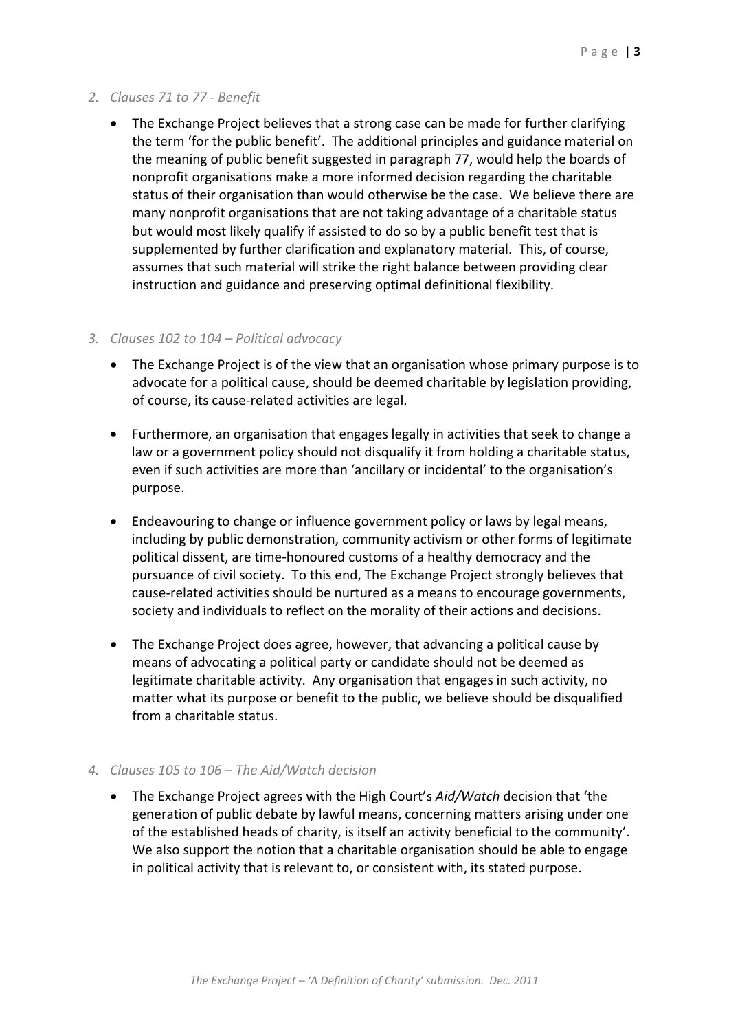*2. Clauses 71 to 77 - Benefit*

- The Exchange Project believes that a strong case can be made for further clarifying the term 'for the public benefit'. The additional principles and guidance material on the meaning of public benefit suggested in paragraph 77, would help the boards of nonprofit organisations make a more informed decision regarding the charitable status of their organisation than would otherwise be the case. We believe there are many nonprofit organisations that are not taking advantage of a charitable status but would most likely qualify if assisted to do so by a public benefit test that is supplemented by further clarification and explanatory material. This, of course, assumes that such material will strike the right balance between providing clear instruction and guidance and preserving optimal definitional flexibility.

*3. Clauses 102 to 104 – Political advocacy*

- The Exchange Project is of the view that an organisation whose primary purpose is to advocate for a political cause, should be deemed charitable by legislation providing, of course, its cause-related activities are legal.

- Furthermore, an organisation that engages legally in activities that seek to change a law or a government policy should not disqualify it from holding a charitable status, even if such activities are more than 'ancillary or incidental' to the organisation's purpose.

- Endeavouring to change or influence government policy or laws by legal means, including by public demonstration, community activism or other forms of legitimate political dissent, are time-honoured customs of a healthy democracy and the pursuance of civil society. To this end, The Exchange Project strongly believes that cause-related activities should be nurtured as a means to encourage governments, society and individuals to reflect on the morality of their actions and decisions.

- The Exchange Project does agree, however, that advancing a political cause by means of advocating a political party or candidate should not be deemed as legitimate charitable activity. Any organisation that engages in such activity, no matter what its purpose or benefit to the public, we believe should be disqualified from a charitable status.

*4. Clauses 105 to 106 – The Aid/Watch decision*

- The Exchange Project agrees with the High Court's *Aid/Watch* decision that 'the generation of public debate by lawful means, concerning matters arising under one of the established heads of charity, is itself an activity beneficial to the community'. We also support the notion that a charitable organisation should be able to engage in political activity that is relevant to, or consistent with, its stated purpose.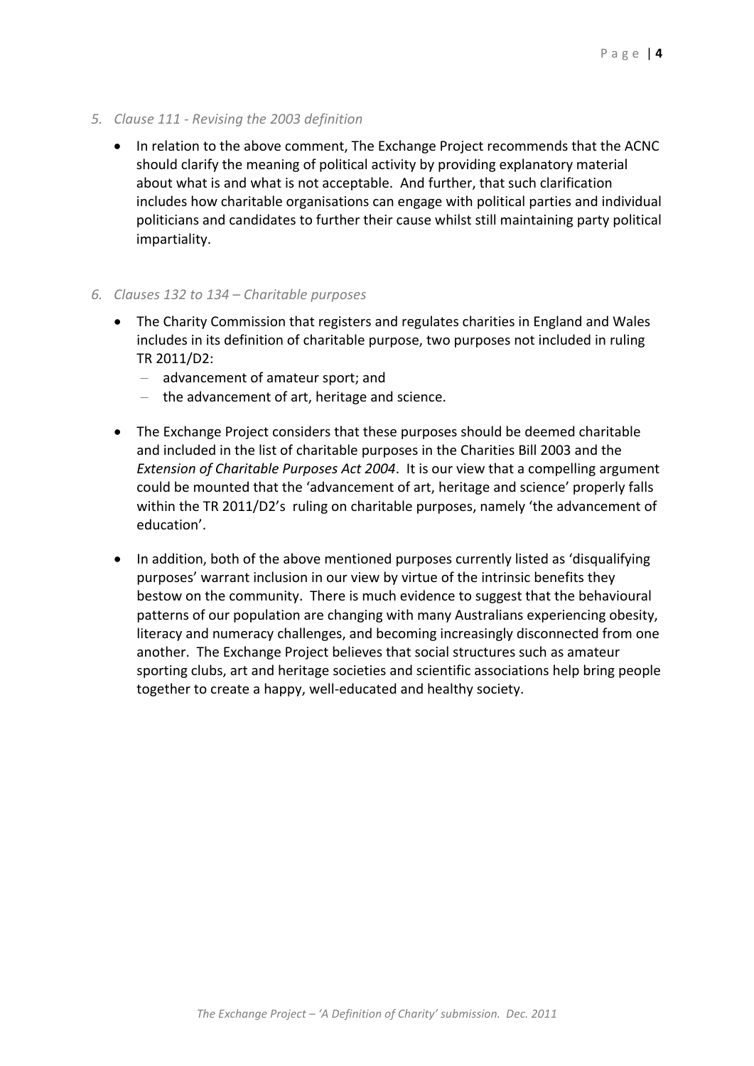*5. Clause 111 - Revising the 2003 definition*

- In relation to the above comment, The Exchange Project recommends that the ACNC should clarify the meaning of political activity by providing explanatory material about what is and what is not acceptable. And further, that such clarification includes how charitable organisations can engage with political parties and individual politicians and candidates to further their cause whilst still maintaining party political impartiality.

*6. Clauses 132 to 134 – Charitable purposes*

- The Charity Commission that registers and regulates charities in England and Wales includes in its definition of charitable purpose, two purposes not included in ruling TR 2011/D2:
  - advancement of amateur sport; and
  - the advancement of art, heritage and science.
- The Exchange Project considers that these purposes should be deemed charitable and included in the list of charitable purposes in the Charities Bill 2003 and the *Extension of Charitable Purposes Act 2004*. It is our view that a compelling argument could be mounted that the 'advancement of art, heritage and science' properly falls within the TR 2011/D2's ruling on charitable purposes, namely 'the advancement of education'.
- In addition, both of the above mentioned purposes currently listed as 'disqualifying purposes' warrant inclusion in our view by virtue of the intrinsic benefits they bestow on the community. There is much evidence to suggest that the behavioural patterns of our population are changing with many Australians experiencing obesity, literacy and numeracy challenges, and becoming increasingly disconnected from one another. The Exchange Project believes that social structures such as amateur sporting clubs, art and heritage societies and scientific associations help bring people together to create a happy, well-educated and healthy society.